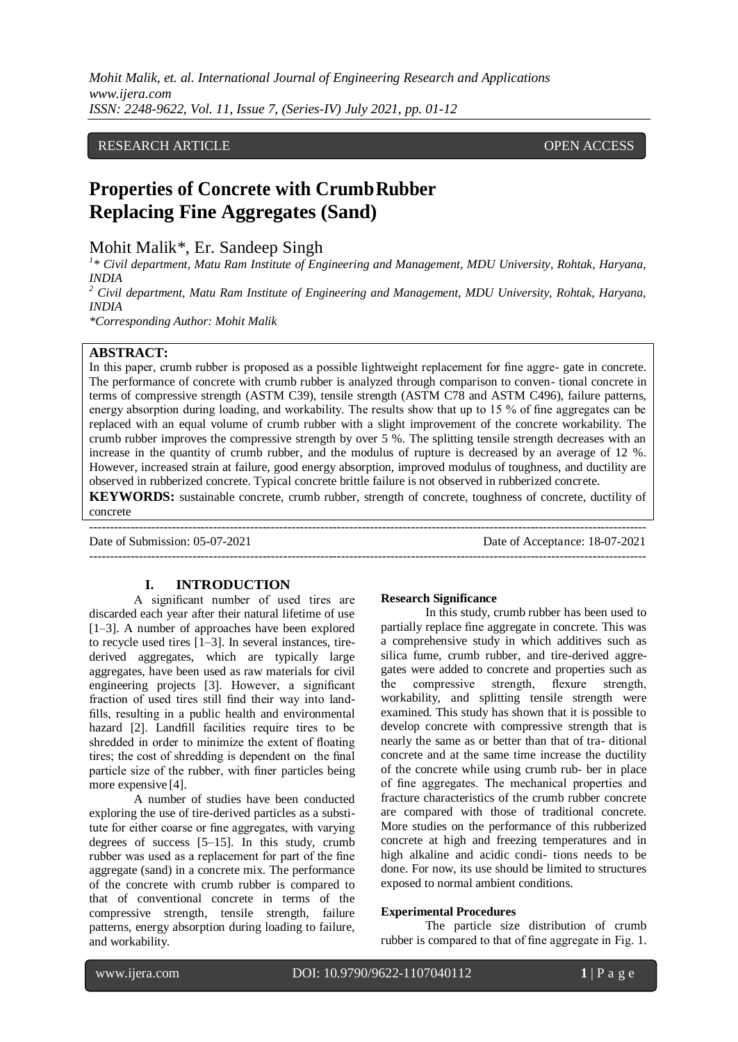RESEARCH ARTICLE OPEN ACCESS

# Properties of Concrete with Crumb Rubber Replacing Fine Aggregates (Sand)

Mohit Malik*, Er. Sandeep Singh

[1]* *Civil department, Matu Ram Institute of Engineering and Management, MDU University, Rohtak, Haryana, INDIA*

[2] *Civil department, Matu Ram Institute of Engineering and Management, MDU University, Rohtak, Haryana, INDIA*

**Corresponding Author: Mohit Malik*

**ABSTRACT:**

In this paper, crumb rubber is proposed as a possible lightweight replacement for fine aggre- gate in concrete. The performance of concrete with crumb rubber is analyzed through comparison to conven- tional concrete in terms of compressive strength (ASTM C39), tensile strength (ASTM C78 and ASTM C496), failure patterns, energy absorption during loading, and workability. The results show that up to 15 % of fine aggregates can be replaced with an equal volume of crumb rubber with a slight improvement of the concrete workability. The crumb rubber improves the compressive strength by over 5 %. The splitting tensile strength decreases with an increase in the quantity of crumb rubber, and the modulus of rupture is decreased by an average of 12 %. However, increased strain at failure, good energy absorption, improved modulus of toughness, and ductility are observed in rubberized concrete. Typical concrete brittle failure is not observed in rubberized concrete.

**KEYWORDS:** sustainable concrete, crumb rubber, strength of concrete, toughness of concrete, ductility of concrete

---

Date of Submission: 05-07-2021 Date of Acceptance: 18-07-2021

---

## I. INTRODUCTION

A significant number of used tires are discarded each year after their natural lifetime of use [1–3]. A number of approaches have been explored to recycle used tires [1–3]. In several instances, tire-derived aggregates, which are typically large aggregates, have been used as raw materials for civil engineering projects [3]. However, a significant fraction of used tires still find their way into land- fills, resulting in a public health and environmental hazard [2]. Landfill facilities require tires to be shredded in order to minimize the extent of floating tires; the cost of shredding is dependent on the final particle size of the rubber, with finer particles being more expensive [4].

A number of studies have been conducted exploring the use of tire-derived particles as a substi- tute for either coarse or fine aggregates, with varying degrees of success [5–15]. In this study, crumb rubber was used as a replacement for part of the fine aggregate (sand) in a concrete mix. The performance of the concrete with crumb rubber is compared to that of conventional concrete in terms of the compressive strength, tensile strength, failure patterns, energy absorption during loading to failure, and workability.

### Research Significance

In this study, crumb rubber has been used to partially replace fine aggregate in concrete. This was a comprehensive study in which additives such as silica fume, crumb rubber, and tire-derived aggre- gates were added to concrete and properties such as the compressive strength, flexure strength, workability, and splitting tensile strength were examined. This study has shown that it is possible to develop concrete with compressive strength that is nearly the same as or better than that of tra- ditional concrete and at the same time increase the ductility of the concrete while using crumb rub- ber in place of fine aggregates. The mechanical properties and fracture characteristics of the crumb rubber concrete are compared with those of traditional concrete. More studies on the performance of this rubberized concrete at high and freezing temperatures and in high alkaline and acidic condi- tions needs to be done. For now, its use should be limited to structures exposed to normal ambient conditions.

### Experimental Procedures

The particle size distribution of crumb rubber is compared to that of fine aggregate in Fig. 1.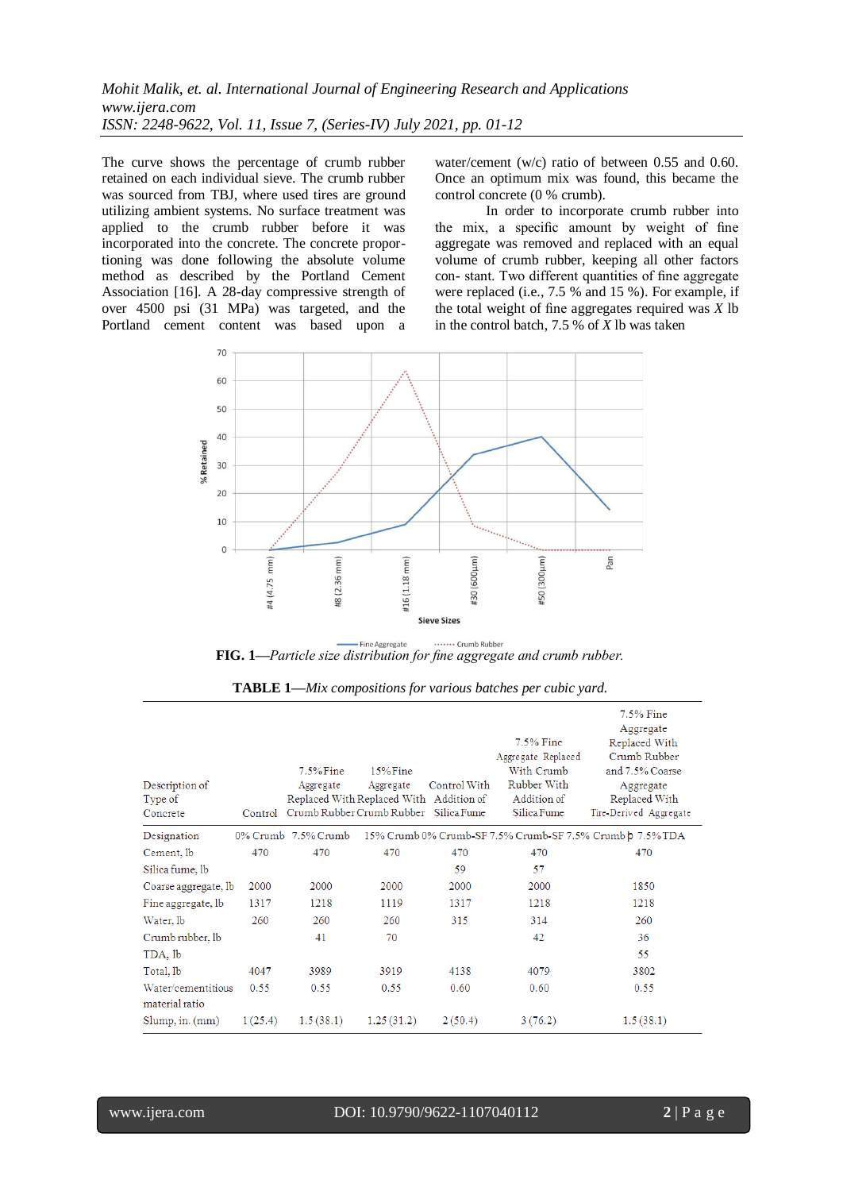The curve shows the percentage of crumb rubber retained on each individual sieve. The crumb rubber was sourced from TBJ, where used tires are ground utilizing ambient systems. No surface treatment was applied to the crumb rubber before it was incorporated into the concrete. The concrete proportioning was done following the absolute volume method as described by the Portland Cement Association [16]. A 28-day compressive strength of over 4500 psi (31 MPa) was targeted, and the Portland cement content was based upon a water/cement (w/c) ratio of between 0.55 and 0.60. Once an optimum mix was found, this became the control concrete (0 % crumb).

In order to incorporate crumb rubber into the mix, a specific amount by weight of fine aggregate was removed and replaced with an equal volume of crumb rubber, keeping all other factors con- stant. Two different quantities of fine aggregate were replaced (i.e., 7.5 % and 15 %). For example, if the total weight of fine aggregates required was *X* lb in the control batch, 7.5 % of *X* lb was taken

**FIG. 1**—*Particle size distribution for fine aggregate and crumb rubber.*

**TABLE 1**—*Mix compositions for various batches per cubic yard.*

| Description of Type of Concrete | Control | 7.5% Fine Aggregate Replaced With Crumb Rubber | 15% Fine Aggregate Replaced With Crumb Rubber | Control With Addition of Silica Fume | 7.5% Fine Aggregate Replaced With Crumb Rubber With Addition of Silica Fume | 7.5% Fine Aggregate Replaced With Crumb Rubber and 7.5% Coarse Aggregate Replaced With Tire-Derived Aggregate |
|---|---|---|---|---|---|---|
| Designation | 0% Crumb | 7.5% Crumb | 15% Crumb | 0% Crumb-SF | 7.5% Crumb-SF | 7.5% Crumb þ 7.5% TDA |
| Cement, lb | 470 | 470 | 470 | 470 | 470 | 470 |
| Silica fume, lb | | | | 59 | 57 | |
| Coarse aggregate, lb | 2000 | 2000 | 2000 | 2000 | 2000 | 1850 |
| Fine aggregate, lb | 1317 | 1218 | 1119 | 1317 | 1218 | 1218 |
| Water, lb | 260 | 260 | 260 | 315 | 314 | 260 |
| Crumb rubber, lb | | 41 | 70 | | 42 | 36 |
| TDA, lb | | | | | | 55 |
| Total, lb | 4047 | 3989 | 3919 | 4138 | 4079 | 3802 |
| Water/cementitious material ratio | 0.55 | 0.55 | 0.55 | 0.60 | 0.60 | 0.55 |
| Slump, in. (mm) | 1 (25.4) | 1.5 (38.1) | 1.25 (31.2) | 2 (50.4) | 3 (76.2) | 1.5 (38.1) |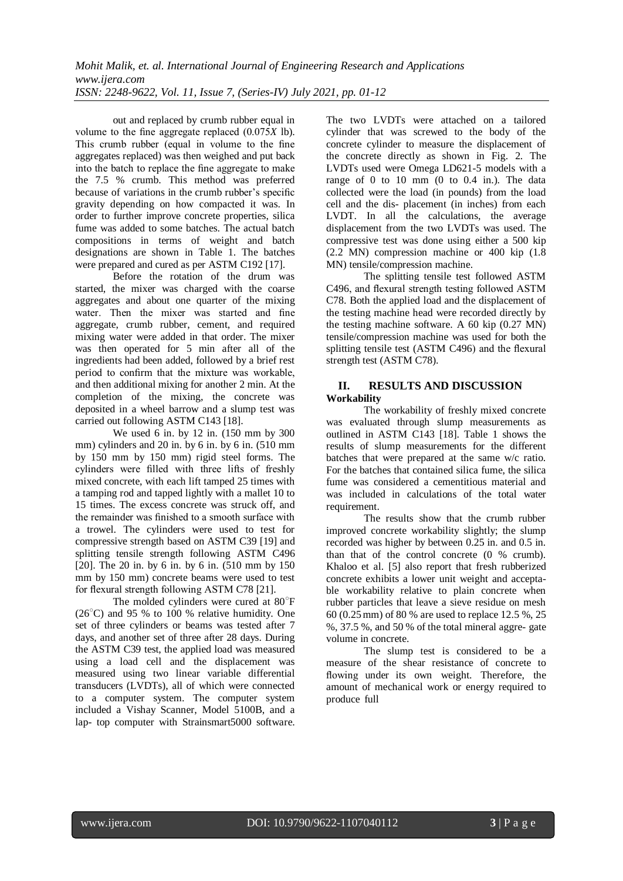out and replaced by crumb rubber equal in volume to the fine aggregate replaced (0.075*X* lb). This crumb rubber (equal in volume to the fine aggregates replaced) was then weighed and put back into the batch to replace the fine aggregate to make the 7.5 % crumb. This method was preferred because of variations in the crumb rubber's specific gravity depending on how compacted it was. In order to further improve concrete properties, silica fume was added to some batches. The actual batch compositions in terms of weight and batch designations are shown in Table 1. The batches were prepared and cured as per ASTM C192 [17].

Before the rotation of the drum was started, the mixer was charged with the coarse aggregates and about one quarter of the mixing water. Then the mixer was started and fine aggregate, crumb rubber, cement, and required mixing water were added in that order. The mixer was then operated for 5 min after all of the ingredients had been added, followed by a brief rest period to confirm that the mixture was workable, and then additional mixing for another 2 min. At the completion of the mixing, the concrete was deposited in a wheel barrow and a slump test was carried out following ASTM C143 [18].

We used 6 in. by 12 in. (150 mm by 300 mm) cylinders and 20 in. by 6 in. by 6 in. (510 mm by 150 mm by 150 mm) rigid steel forms. The cylinders were filled with three lifts of freshly mixed concrete, with each lift tamped 25 times with a tamping rod and tapped lightly with a mallet 10 to 15 times. The excess concrete was struck off, and the remainder was finished to a smooth surface with a trowel. The cylinders were used to test for compressive strength based on ASTM C39 [19] and splitting tensile strength following ASTM C496 [20]. The 20 in. by 6 in. by 6 in. (510 mm by 150 mm by 150 mm) concrete beams were used to test for flexural strength following ASTM C78 [21].

The molded cylinders were cured at 80°F (26°C) and 95 % to 100 % relative humidity. One set of three cylinders or beams was tested after 7 days, and another set of three after 28 days. During the ASTM C39 test, the applied load was measured using a load cell and the displacement was measured using two linear variable differential transducers (LVDTs), all of which were connected to a computer system. The computer system included a Vishay Scanner, Model 5100B, and a lap- top computer with Strainsmart5000 software. The two LVDTs were attached on a tailored cylinder that was screwed to the body of the concrete cylinder to measure the displacement of the concrete directly as shown in Fig. 2. The LVDTs used were Omega LD621-5 models with a range of 0 to 10 mm (0 to 0.4 in.). The data collected were the load (in pounds) from the load cell and the dis- placement (in inches) from each LVDT. In all the calculations, the average displacement from the two LVDTs was used. The compressive test was done using either a 500 kip (2.2 MN) compression machine or 400 kip (1.8 MN) tensile/compression machine.

The splitting tensile test followed ASTM C496, and flexural strength testing followed ASTM C78. Both the applied load and the displacement of the testing machine head were recorded directly by the testing machine software. A 60 kip (0.27 MN) tensile/compression machine was used for both the splitting tensile test (ASTM C496) and the flexural strength test (ASTM C78).

## II. RESULTS AND DISCUSSION

**Workability**

The workability of freshly mixed concrete was evaluated through slump measurements as outlined in ASTM C143 [18]. Table 1 shows the results of slump measurements for the different batches that were prepared at the same w/c ratio. For the batches that contained silica fume, the silica fume was considered a cementitious material and was included in calculations of the total water requirement.

The results show that the crumb rubber improved concrete workability slightly; the slump recorded was higher by between 0.25 in. and 0.5 in. than that of the control concrete (0 % crumb). Khaloo et al. [5] also report that fresh rubberized concrete exhibits a lower unit weight and accepta- ble workability relative to plain concrete when rubber particles that leave a sieve residue on mesh 60 (0.25 mm) of 80 % are used to replace 12.5 %, 25 %, 37.5 %, and 50 % of the total mineral aggre- gate volume in concrete.

The slump test is considered to be a measure of the shear resistance of concrete to flowing under its own weight. Therefore, the amount of mechanical work or energy required to produce full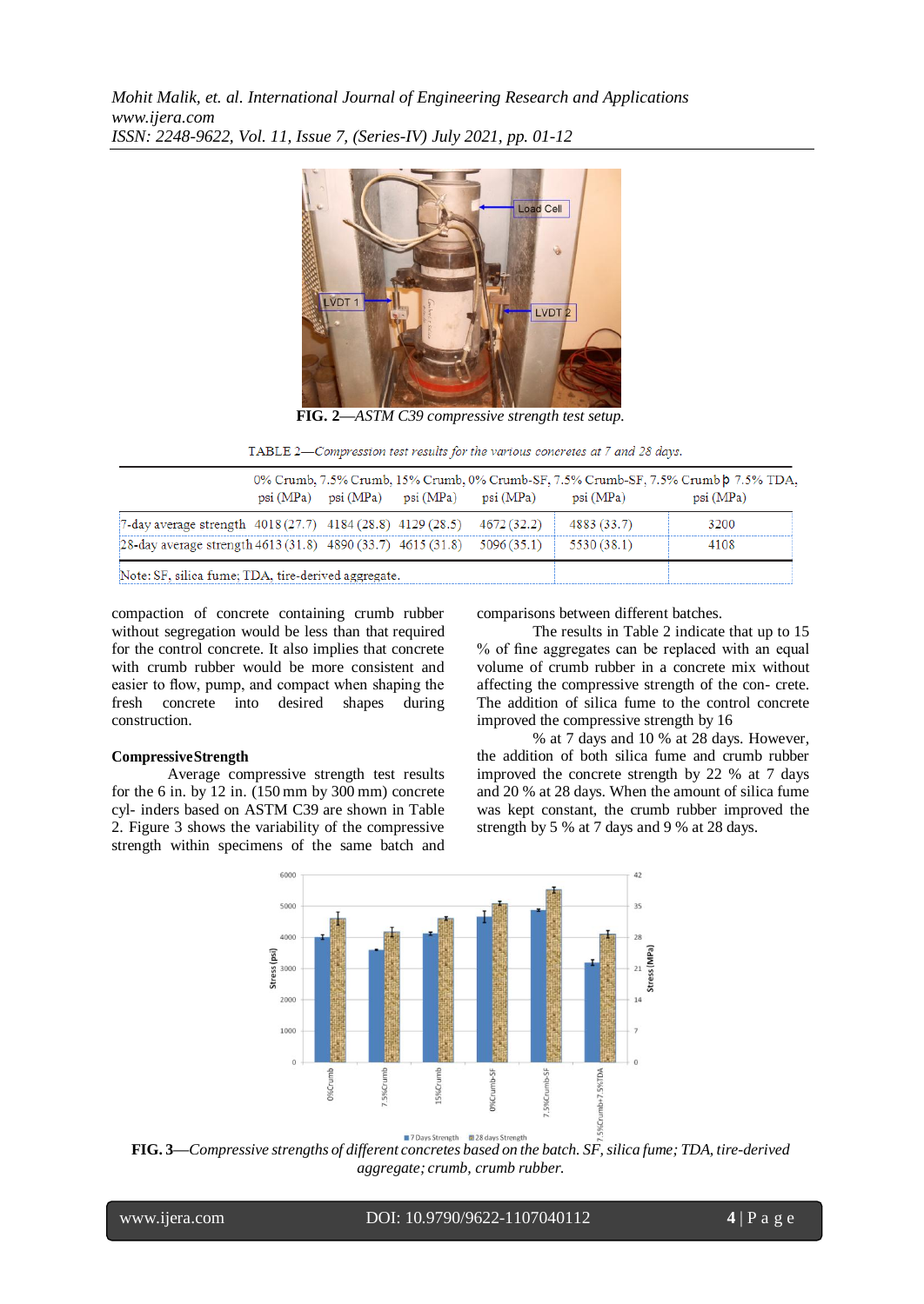**FIG. 2**—*ASTM C39 compressive strength test setup.*

TABLE 2—*Compression test results for the various concretes at 7 and 28 days.*

| | 0% Crumb, psi (MPa) | 7.5% Crumb, psi (MPa) | 15% Crumb, psi (MPa) | 0% Crumb-SF, psi (MPa) | 7.5% Crumb-SF, psi (MPa) | 7.5% Crumb þ 7.5% TDA, psi (MPa) |
|---|---|---|---|---|---|---|
| 7-day average strength | 4018 (27.7) | 4184 (28.8) | 4129 (28.5) | 4672 (32.2) | 4883 (33.7) | 3200 |
| 28-day average strength | 4613 (31.8) | 4890 (33.7) | 4615 (31.8) | 5096 (35.1) | 5530 (38.1) | 4108 |

Note: SF, silica fume; TDA, tire-derived aggregate.

compaction of concrete containing crumb rubber without segregation would be less than that required for the control concrete. It also implies that concrete with crumb rubber would be more consistent and easier to flow, pump, and compact when shaping the fresh concrete into desired shapes during construction.

**CompressiveStrength**

Average compressive strength test results for the 6 in. by 12 in. (150 mm by 300 mm) concrete cyl- inders based on ASTM C39 are shown in Table 2. Figure 3 shows the variability of the compressive strength within specimens of the same batch and comparisons between different batches.

The results in Table 2 indicate that up to 15 % of fine aggregates can be replaced with an equal volume of crumb rubber in a concrete mix without affecting the compressive strength of the con- crete. The addition of silica fume to the control concrete improved the compressive strength by 16

% at 7 days and 10 % at 28 days. However, the addition of both silica fume and crumb rubber improved the concrete strength by 22 % at 7 days and 20 % at 28 days. When the amount of silica fume was kept constant, the crumb rubber improved the strength by 5 % at 7 days and 9 % at 28 days.

**FIG. 3**—*Compressive strengths of different concretes based on the batch. SF, silica fume; TDA, tire-derived aggregate; crumb, crumb rubber.*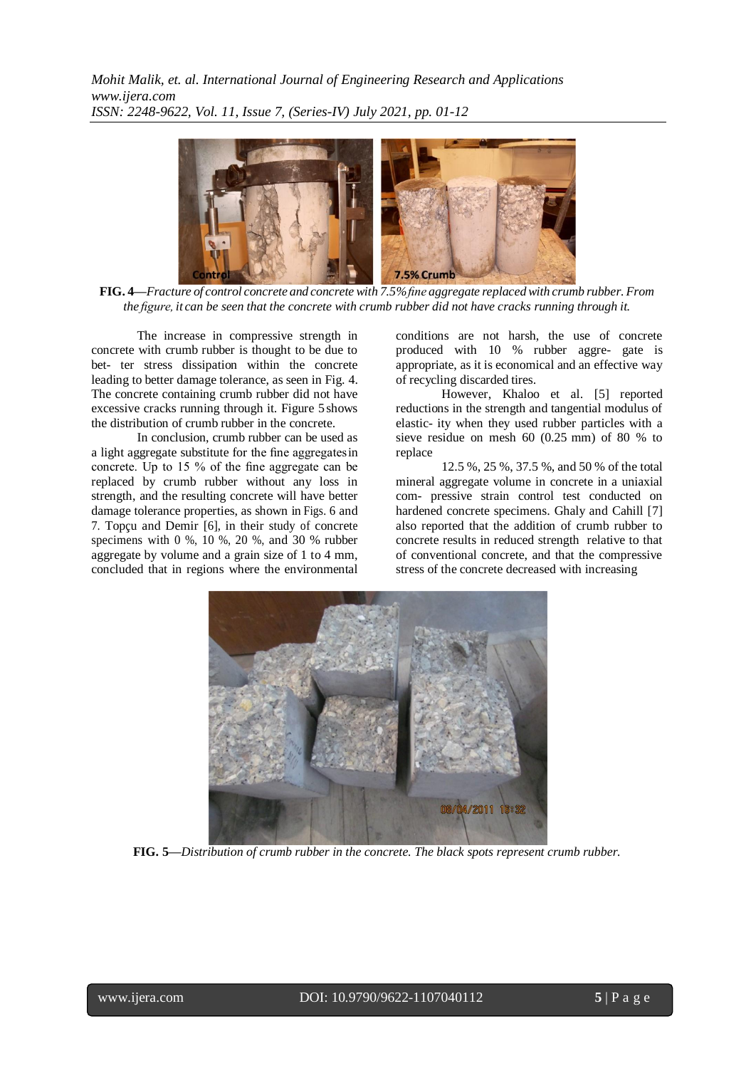**FIG. 4**—*Fracture of control concrete and concrete with 7.5% fine aggregate replaced with crumb rubber. From the figure, it can be seen that the concrete with crumb rubber did not have cracks running through it.*

The increase in compressive strength in concrete with crumb rubber is thought to be due to bet- ter stress dissipation within the concrete leading to better damage tolerance, as seen in Fig. 4. The concrete containing crumb rubber did not have excessive cracks running through it. Figure 5 shows the distribution of crumb rubber in the concrete.

In conclusion, crumb rubber can be used as a light aggregate substitute for the fine aggregates in concrete. Up to 15 % of the fine aggregate can be replaced by crumb rubber without any loss in strength, and the resulting concrete will have better damage tolerance properties, as shown in Figs. 6 and 7. Topçu and Demir [6], in their study of concrete specimens with 0 %, 10 %, 20 %, and 30 % rubber aggregate by volume and a grain size of 1 to 4 mm, concluded that in regions where the environmental conditions are not harsh, the use of concrete produced with 10 % rubber aggre- gate is appropriate, as it is economical and an effective way of recycling discarded tires.

However, Khaloo et al. [5] reported reductions in the strength and tangential modulus of elastic- ity when they used rubber particles with a sieve residue on mesh 60 (0.25 mm) of 80 % to replace

12.5 %, 25 %, 37.5 %, and 50 % of the total mineral aggregate volume in concrete in a uniaxial com- pressive strain control test conducted on hardened concrete specimens. Ghaly and Cahill [7] also reported that the addition of crumb rubber to concrete results in reduced strength relative to that of conventional concrete, and that the compressive stress of the concrete decreased with increasing

**FIG. 5**—*Distribution of crumb rubber in the concrete. The black spots represent crumb rubber.*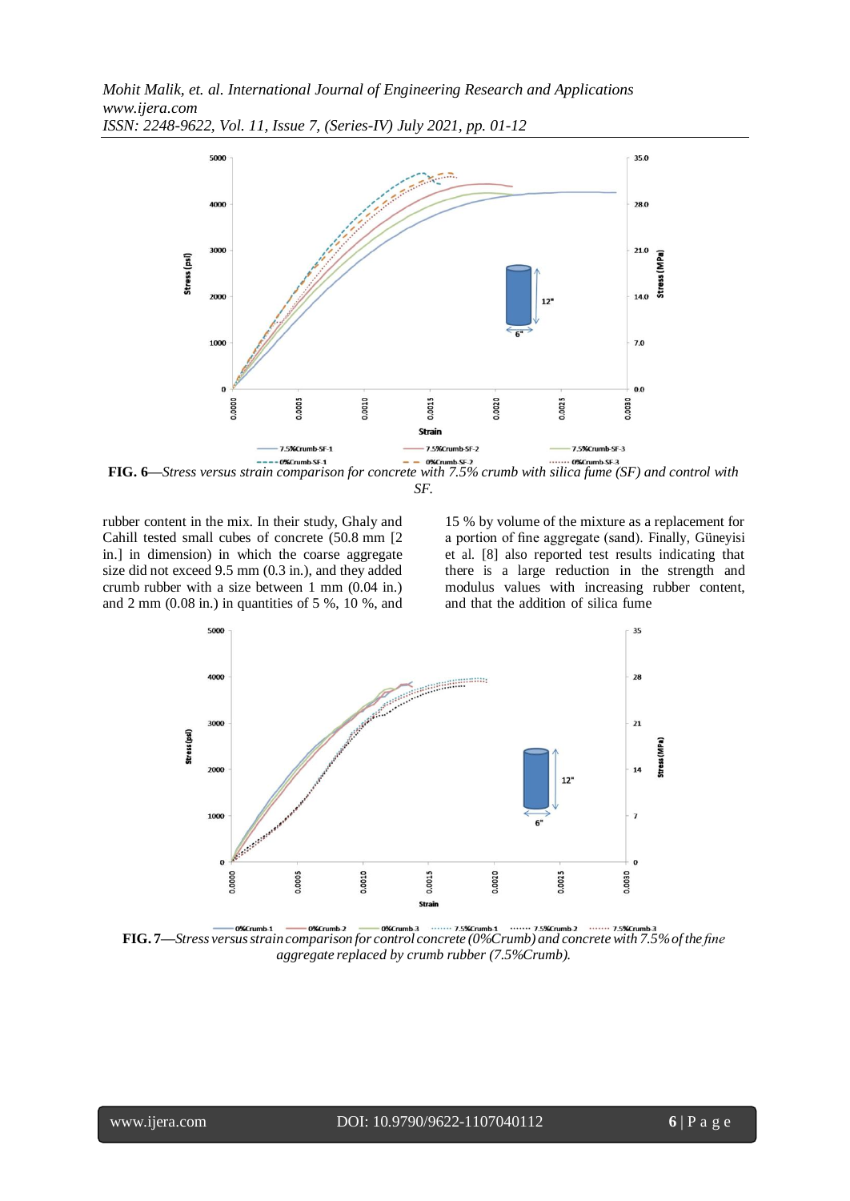**FIG. 6**—*Stress versus strain comparison for concrete with 7.5% crumb with silica fume (SF) and control with SF.*

rubber content in the mix. In their study, Ghaly and Cahill tested small cubes of concrete (50.8 mm [2 in.] in dimension) in which the coarse aggregate size did not exceed 9.5 mm (0.3 in.), and they added crumb rubber with a size between 1 mm (0.04 in.) and 2 mm (0.08 in.) in quantities of 5 %, 10 %, and 15 % by volume of the mixture as a replacement for a portion of fine aggregate (sand). Finally, Güneyisi et al. [8] also reported test results indicating that there is a large reduction in the strength and modulus values with increasing rubber content, and that the addition of silica fume

**FIG. 7**—*Stress versus strain comparison for control concrete (0%Crumb) and concrete with 7.5% of the fine aggregate replaced by crumb rubber (7.5%Crumb).*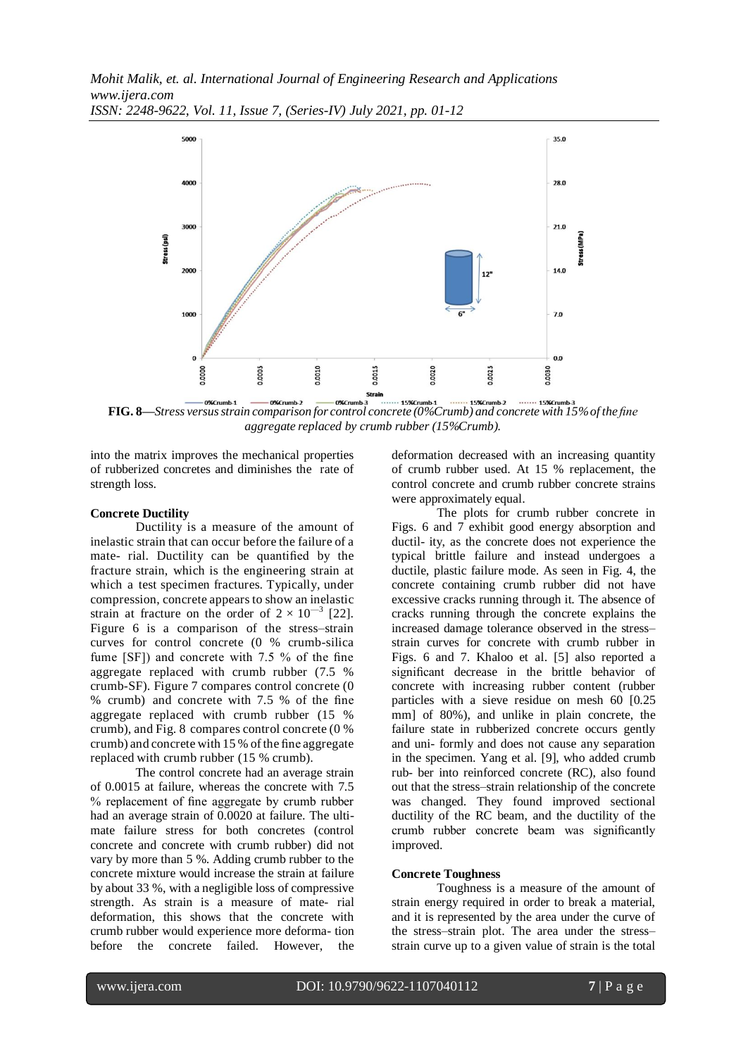**FIG. 8**—*Stress versus strain comparison for control concrete (0%Crumb) and concrete with 15% of the fine aggregate replaced by crumb rubber (15%Crumb).*

into the matrix improves the mechanical properties of rubberized concretes and diminishes the rate of strength loss.

**Concrete Ductility**

Ductility is a measure of the amount of inelastic strain that can occur before the failure of a mate- rial. Ductility can be quantified by the fracture strain, which is the engineering strain at which a test specimen fractures. Typically, under compression, concrete appears to show an inelastic strain at fracture on the order of $2 \times 10^{-3}$ [22]. Figure 6 is a comparison of the stress–strain curves for control concrete (0 % crumb-silica fume [SF]) and concrete with 7.5 % of the fine aggregate replaced with crumb rubber (7.5 % crumb-SF). Figure 7 compares control concrete (0 % crumb) and concrete with 7.5 % of the fine aggregate replaced with crumb rubber (15 % crumb), and Fig. 8 compares control concrete (0 % crumb) and concrete with 15 % of the fine aggregate replaced with crumb rubber (15 % crumb).

The control concrete had an average strain of 0.0015 at failure, whereas the concrete with 7.5 % replacement of fine aggregate by crumb rubber had an average strain of 0.0020 at failure. The ulti- mate failure stress for both concretes (control concrete and concrete with crumb rubber) did not vary by more than 5 %. Adding crumb rubber to the concrete mixture would increase the strain at failure by about 33 %, with a negligible loss of compressive strength. As strain is a measure of mate- rial deformation, this shows that the concrete with crumb rubber would experience more deforma- tion before the concrete failed. However, the deformation decreased with an increasing quantity of crumb rubber used. At 15 % replacement, the control concrete and crumb rubber concrete strains were approximately equal.

The plots for crumb rubber concrete in Figs. 6 and 7 exhibit good energy absorption and ductil- ity, as the concrete does not experience the typical brittle failure and instead undergoes a ductile, plastic failure mode. As seen in Fig. 4, the concrete containing crumb rubber did not have excessive cracks running through it. The absence of cracks running through the concrete explains the increased damage tolerance observed in the stress–strain curves for concrete with crumb rubber in Figs. 6 and 7. Khaloo et al. [5] also reported a significant decrease in the brittle behavior of concrete with increasing rubber content (rubber particles with a sieve residue on mesh 60 [0.25 mm] of 80%), and unlike in plain concrete, the failure state in rubberized concrete occurs gently and uni- formly and does not cause any separation in the specimen. Yang et al. [9], who added crumb rub- ber into reinforced concrete (RC), also found out that the stress–strain relationship of the concrete was changed. They found improved sectional ductility of the RC beam, and the ductility of the crumb rubber concrete beam was significantly improved.

**Concrete Toughness**

Toughness is a measure of the amount of strain energy required in order to break a material, and it is represented by the area under the curve of the stress–strain plot. The area under the stress–strain curve up to a given value of strain is the total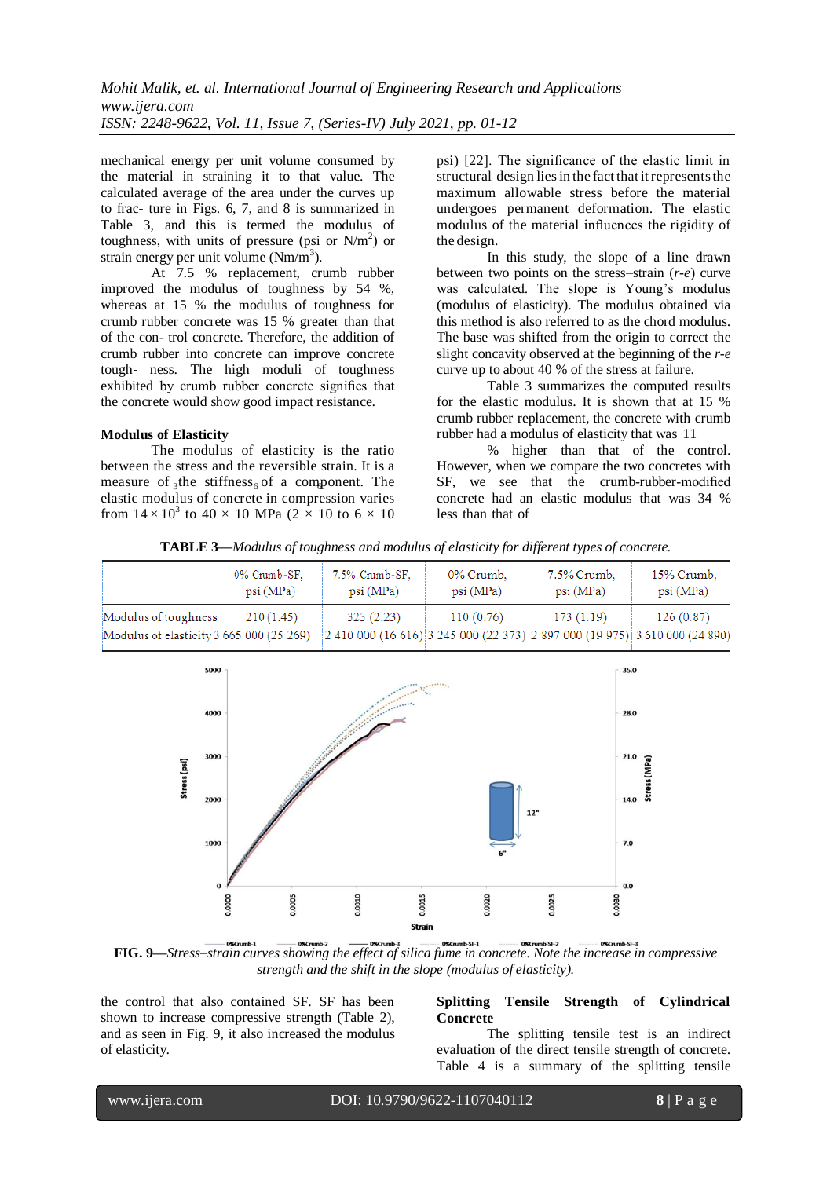mechanical energy per unit volume consumed by the material in straining it to that value. The calculated average of the area under the curves up to frac- ture in Figs. 6, 7, and 8 is summarized in Table 3, and this is termed the modulus of toughness, with units of pressure (psi or $N/m^2$) or strain energy per unit volume ($Nm/m^3$).

At 7.5 % replacement, crumb rubber improved the modulus of toughness by 54 %, whereas at 15 % the modulus of toughness for crumb rubber concrete was 15 % greater than that of the con- trol concrete. Therefore, the addition of crumb rubber into concrete can improve concrete tough- ness. The high moduli of toughness exhibited by crumb rubber concrete signifies that the concrete would show good impact resistance.

### Modulus of Elasticity

The modulus of elasticity is the ratio between the stress and the reversible strain. It is a measure of the stiffness of a component. The elastic modulus of concrete in compression varies from $14 \times 10^3$ to $40 \times 10^3$ MPa ($2 \times 10^6$ to $6 \times 10^6$ psi) [22]. The significance of the elastic limit in structural design lies in the fact that it represents the maximum allowable stress before the material undergoes permanent deformation. The elastic modulus of the material influences the rigidity of the design.

In this study, the slope of a line drawn between two points on the stress–strain (*r*-*e*) curve was calculated. The slope is Young's modulus (modulus of elasticity). The modulus obtained via this method is also referred to as the chord modulus. The base was shifted from the origin to correct the slight concavity observed at the beginning of the *r*-*e* curve up to about 40 % of the stress at failure.

Table 3 summarizes the computed results for the elastic modulus. It is shown that at 15 % crumb rubber replacement, the concrete with crumb rubber had a modulus of elasticity that was 11 % higher than that of the control. However, when we compare the two concretes with SF, we see that the crumb-rubber-modified concrete had an elastic modulus that was 34 % less than that of the control that also contained SF. SF has been shown to increase compressive strength (Table 2), and as seen in Fig. 9, it also increased the modulus of elasticity.

**TABLE 3**—*Modulus of toughness and modulus of elasticity for different types of concrete.*

| | 0% Crumb-SF, psi (MPa) | 7.5% Crumb-SF, psi (MPa) | 0% Crumb, psi (MPa) | 7.5% Crumb, psi (MPa) | 15% Crumb, psi (MPa) |
|---|---|---|---|---|---|
| Modulus of toughness | 210 (1.45) | 323 (2.23) | 110 (0.76) | 173 (1.19) | 126 (0.87) |
| Modulus of elasticity | 3 665 000 (25 269) | 2 410 000 (16 616) | 3 245 000 (22 373) | 2 897 000 (19 975) | 3 610 000 (24 890) |

**FIG. 9**—*Stress–strain curves showing the effect of silica fume in concrete. Note the increase in compressive strength and the shift in the slope (modulus of elasticity).*

### Splitting Tensile Strength of Cylindrical Concrete

The splitting tensile test is an indirect evaluation of the direct tensile strength of concrete. Table 4 is a summary of the splitting tensile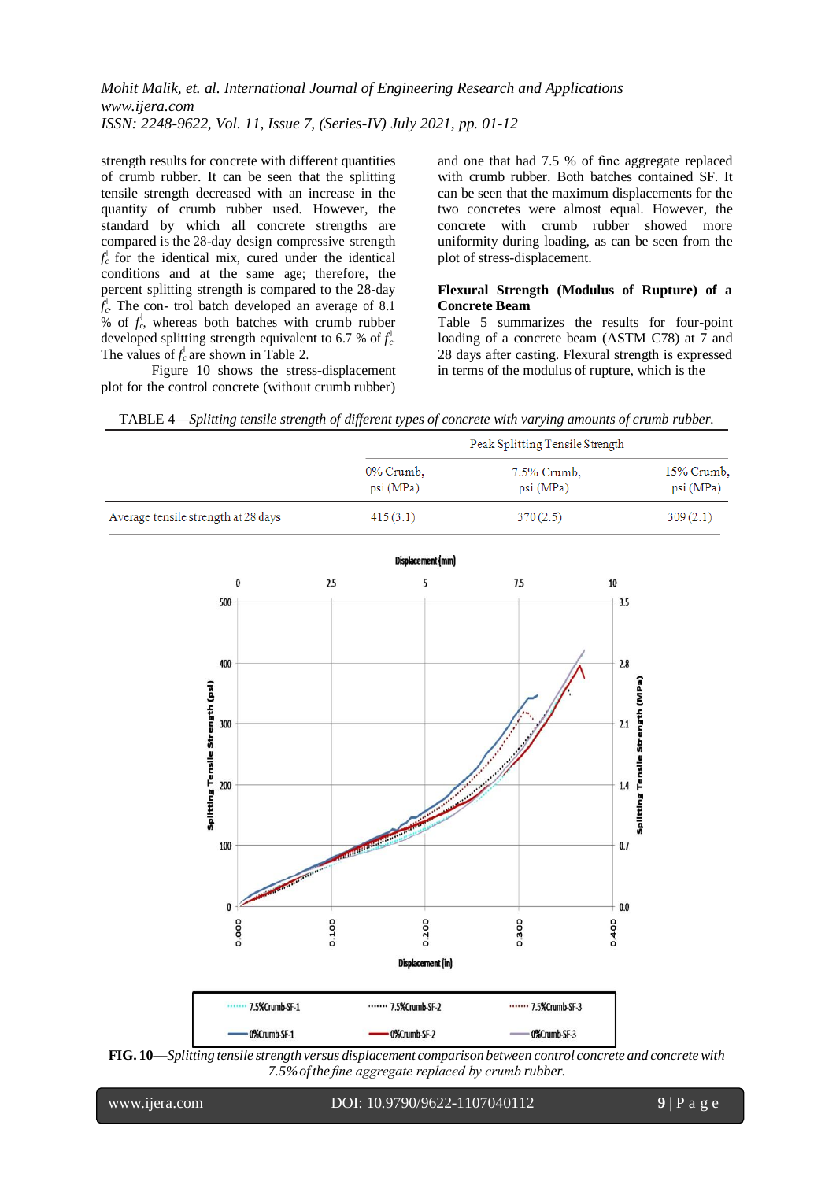strength results for concrete with different quantities of crumb rubber. It can be seen that the splitting tensile strength decreased with an increase in the quantity of crumb rubber used. However, the standard by which all concrete strengths are compared is the 28-day design compressive strength $f_c^{|}$ for the identical mix, cured under the identical conditions and at the same age; therefore, the percent splitting strength is compared to the 28-day $f_c^{|}$. The con- trol batch developed an average of 8.1 % of $f_c^{|}$, whereas both batches with crumb rubber developed splitting strength equivalent to 6.7 % of $f_c^{|}$. The values of $f_c^{|}$ are shown in Table 2.

Figure 10 shows the stress-displacement plot for the control concrete (without crumb rubber) and one that had 7.5 % of fine aggregate replaced with crumb rubber. Both batches contained SF. It can be seen that the maximum displacements for the two concretes were almost equal. However, the concrete with crumb rubber showed more uniformity during loading, as can be seen from the plot of stress-displacement.

### Flexural Strength (Modulus of Rupture) of a Concrete Beam

Table 5 summarizes the results for four-point loading of a concrete beam (ASTM C78) at 7 and 28 days after casting. Flexural strength is expressed in terms of the modulus of rupture, which is the

TABLE 4—*Splitting tensile strength of different types of concrete with varying amounts of crumb rubber.*

| | Peak Splitting Tensile Strength | | |
|---|---|---|---|
| | 0% Crumb, psi (MPa) | 7.5% Crumb, psi (MPa) | 15% Crumb, psi (MPa) |
| Average tensile strength at 28 days | 415 (3.1) | 370 (2.5) | 309 (2.1) |

**FIG. 10**—*Splitting tensile strength versus displacement comparison between control concrete and concrete with 7.5% of the fine aggregate replaced by crumb rubber.*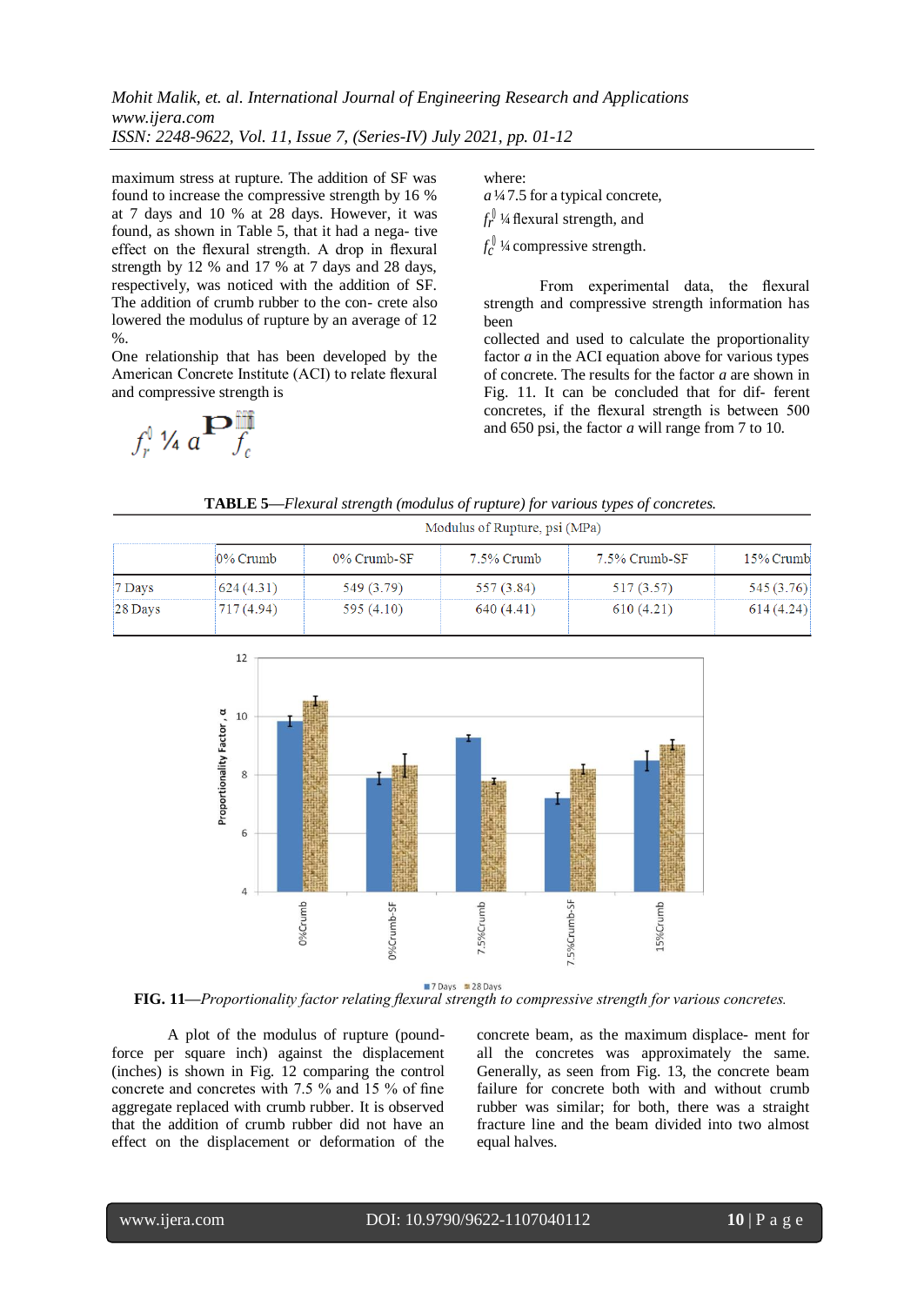maximum stress at rupture. The addition of SF was found to increase the compressive strength by 16 % at 7 days and 10 % at 28 days. However, it was found, as shown in Table 5, that it had a nega- tive effect on the flexural strength. A drop in flexural strength by 12 % and 17 % at 7 days and 28 days, respectively, was noticed with the addition of SF. The addition of crumb rubber to the con- crete also lowered the modulus of rupture by an average of 12 %.

One relationship that has been developed by the American Concrete Institute (ACI) to relate flexural and compressive strength is

$$f_r^{0} \,¼\, a \sqrt{f_c}$$

where:

$a$ ¼ 7.5 for a typical concrete,

$f_r^{0}$ ¼ flexural strength, and

$f_c^{0}$ ¼ compressive strength.

From experimental data, the flexural strength and compressive strength information has been collected and used to calculate the proportionality factor $a$ in the ACI equation above for various types of concrete. The results for the factor $a$ are shown in Fig. 11. It can be concluded that for dif- ferent concretes, if the flexural strength is between 500 and 650 psi, the factor $a$ will range from 7 to 10.

**TABLE 5**—*Flexural strength (modulus of rupture) for various types of concretes.*

| | Modulus of Rupture, psi (MPa) | | | | |
|---|---|---|---|---|---|
| | 0% Crumb | 0% Crumb-SF | 7.5% Crumb | 7.5% Crumb-SF | 15% Crumb |
| 7 Days | 624 (4.31) | 549 (3.79) | 557 (3.84) | 517 (3.57) | 545 (3.76) |
| 28 Days | 717 (4.94) | 595 (4.10) | 640 (4.41) | 610 (4.21) | 614 (4.24) |

**FIG. 11**—*Proportionality factor relating flexural strength to compressive strength for various concretes.*

A plot of the modulus of rupture (pound-force per square inch) against the displacement (inches) is shown in Fig. 12 comparing the control concrete and concretes with 7.5 % and 15 % of fine aggregate replaced with crumb rubber. It is observed that the addition of crumb rubber did not have an effect on the displacement or deformation of the concrete beam, as the maximum displace- ment for all the concretes was approximately the same. Generally, as seen from Fig. 13, the concrete beam failure for concrete both with and without crumb rubber was similar; for both, there was a straight fracture line and the beam divided into two almost equal halves.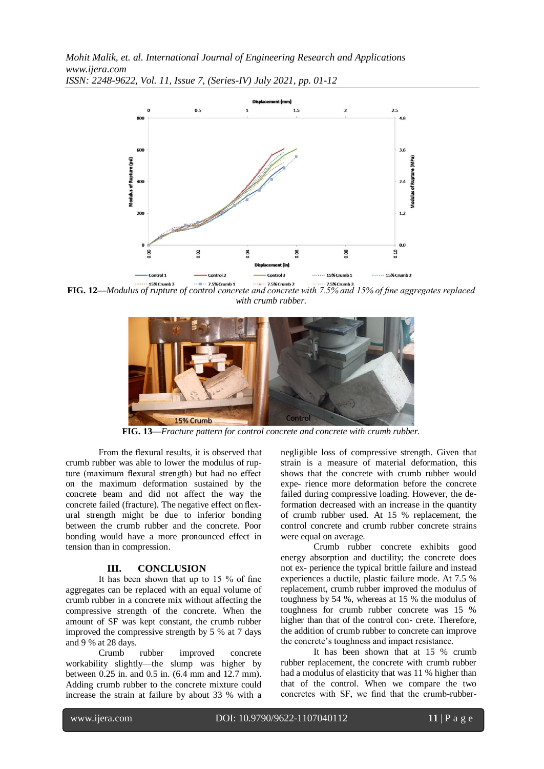**FIG. 12**—*Modulus of rupture of control concrete and concrete with 7.5% and 15% of fine aggregates replaced with crumb rubber.*

**FIG. 13**—*Fracture pattern for control concrete and concrete with crumb rubber.*

From the flexural results, it is observed that crumb rubber was able to lower the modulus of rupture (maximum flexural strength) but had no effect on the maximum deformation sustained by the concrete beam and did not affect the way the concrete failed (fracture). The negative effect on flexural strength might be due to inferior bonding between the crumb rubber and the concrete. Poor bonding would have a more pronounced effect in tension than in compression.

## III. CONCLUSION

It has been shown that up to 15 % of fine aggregates can be replaced with an equal volume of crumb rubber in a concrete mix without affecting the compressive strength of the concrete. When the amount of SF was kept constant, the crumb rubber improved the compressive strength by 5 % at 7 days and 9 % at 28 days.

Crumb rubber improved concrete workability slightly—the slump was higher by between 0.25 in. and 0.5 in. (6.4 mm and 12.7 mm). Adding crumb rubber to the concrete mixture could increase the strain at failure by about 33 % with a negligible loss of compressive strength. Given that strain is a measure of material deformation, this shows that the concrete with crumb rubber would expe- rience more deformation before the concrete failed during compressive loading. However, the de- formation decreased with an increase in the quantity of crumb rubber used. At 15 % replacement, the control concrete and crumb rubber concrete strains were equal on average.

Crumb rubber concrete exhibits good energy absorption and ductility; the concrete does not ex- perience the typical brittle failure and instead experiences a ductile, plastic failure mode. At 7.5 % replacement, crumb rubber improved the modulus of toughness by 54 %, whereas at 15 % the modulus of toughness for crumb rubber concrete was 15 % higher than that of the control con- crete. Therefore, the addition of crumb rubber to concrete can improve the concrete's toughness and impact resistance.

It has been shown that at 15 % crumb rubber replacement, the concrete with crumb rubber had a modulus of elasticity that was 11 % higher than that of the control. When we compare the two concretes with SF, we find that the crumb-rubber-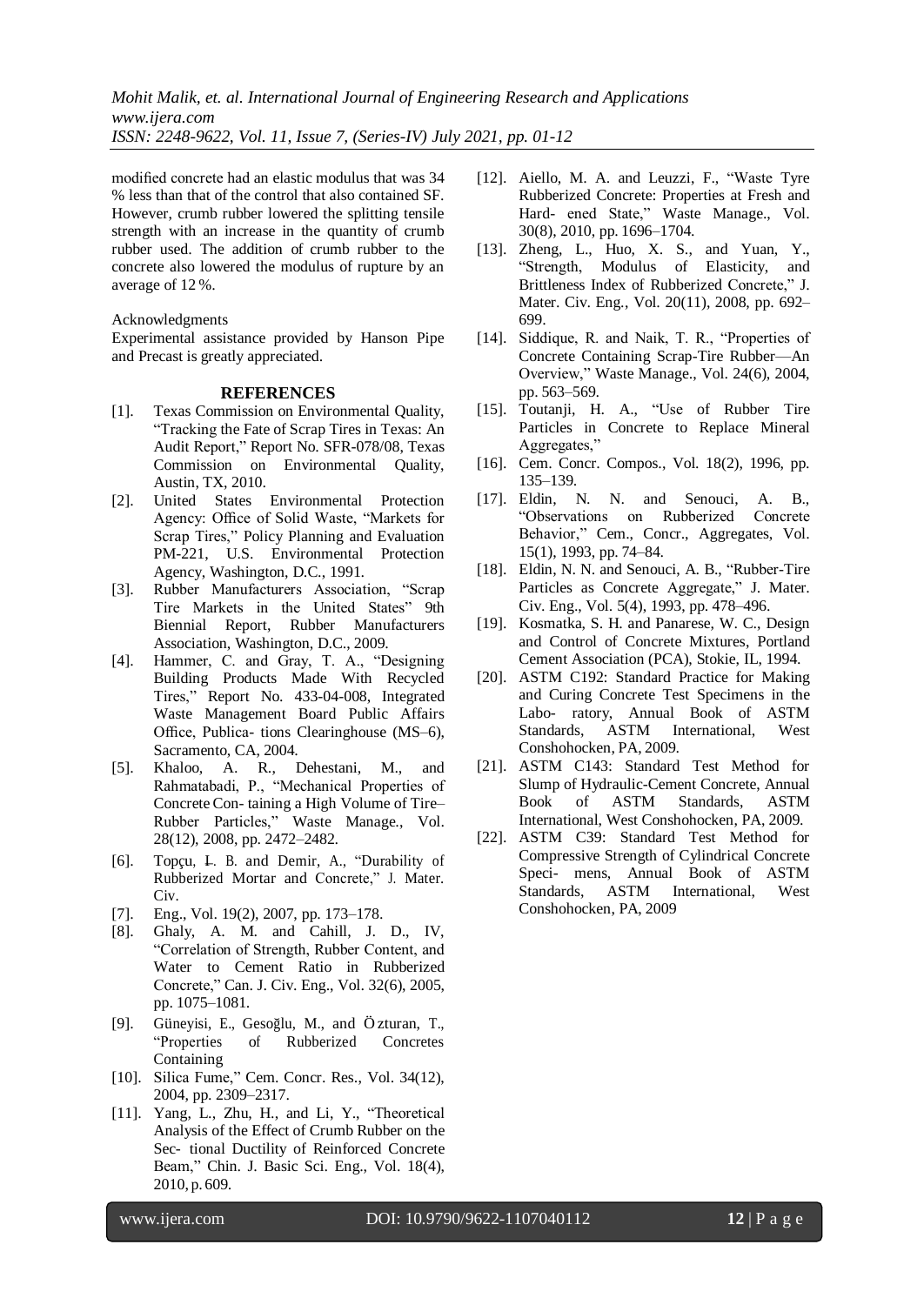modified concrete had an elastic modulus that was 34 % less than that of the control that also contained SF. However, crumb rubber lowered the splitting tensile strength with an increase in the quantity of crumb rubber used. The addition of crumb rubber to the concrete also lowered the modulus of rupture by an average of 12 %.

Acknowledgments

Experimental assistance provided by Hanson Pipe and Precast is greatly appreciated.

## REFERENCES

[1]. Texas Commission on Environmental Quality, "Tracking the Fate of Scrap Tires in Texas: An Audit Report," Report No. SFR-078/08, Texas Commission on Environmental Quality, Austin, TX, 2010.

[2]. United States Environmental Protection Agency: Office of Solid Waste, "Markets for Scrap Tires," Policy Planning and Evaluation PM-221, U.S. Environmental Protection Agency, Washington, D.C., 1991.

[3]. Rubber Manufacturers Association, "Scrap Tire Markets in the United States" 9th Biennial Report, Rubber Manufacturers Association, Washington, D.C., 2009.

[4]. Hammer, C. and Gray, T. A., "Designing Building Products Made With Recycled Tires," Report No. 433-04-008, Integrated Waste Management Board Public Affairs Office, Publica- tions Clearinghouse (MS–6), Sacramento, CA, 2004.

[5]. Khaloo, A. R., Dehestani, M., and Rahmatabadi, P., "Mechanical Properties of Concrete Con- taining a High Volume of Tire–Rubber Particles," Waste Manage., Vol. 28(12), 2008, pp. 2472–2482.

[6]. Topçu, I. B. and Demir, A., "Durability of Rubberized Mortar and Concrete," J. Mater. Civ.

[7]. Eng., Vol. 19(2), 2007, pp. 173–178.

[8]. Ghaly, A. M. and Cahill, J. D., IV, "Correlation of Strength, Rubber Content, and Water to Cement Ratio in Rubberized Concrete," Can. J. Civ. Eng., Vol. 32(6), 2005, pp. 1075–1081.

[9]. Güneyisi, E., Gesoğlu, M., and Özturan, T., "Properties of Rubberized Concretes Containing

[10]. Silica Fume," Cem. Concr. Res., Vol. 34(12), 2004, pp. 2309–2317.

[11]. Yang, L., Zhu, H., and Li, Y., "Theoretical Analysis of the Effect of Crumb Rubber on the Sec- tional Ductility of Reinforced Concrete Beam," Chin. J. Basic Sci. Eng., Vol. 18(4), 2010, p. 609.

[12]. Aiello, M. A. and Leuzzi, F., "Waste Tyre Rubberized Concrete: Properties at Fresh and Hard- ened State," Waste Manage., Vol. 30(8), 2010, pp. 1696–1704.

[13]. Zheng, L., Huo, X. S., and Yuan, Y., "Strength, Modulus of Elasticity, and Brittleness Index of Rubberized Concrete," J. Mater. Civ. Eng., Vol. 20(11), 2008, pp. 692–699.

[14]. Siddique, R. and Naik, T. R., "Properties of Concrete Containing Scrap-Tire Rubber—An Overview," Waste Manage., Vol. 24(6), 2004, pp. 563–569.

[15]. Toutanji, H. A., "Use of Rubber Tire Particles in Concrete to Replace Mineral Aggregates,"

[16]. Cem. Concr. Compos., Vol. 18(2), 1996, pp. 135–139.

[17]. Eldin, N. N. and Senouci, A. B., "Observations on Rubberized Concrete Behavior," Cem., Concr., Aggregates, Vol. 15(1), 1993, pp. 74–84.

[18]. Eldin, N. N. and Senouci, A. B., "Rubber-Tire Particles as Concrete Aggregate," J. Mater. Civ. Eng., Vol. 5(4), 1993, pp. 478–496.

[19]. Kosmatka, S. H. and Panarese, W. C., Design and Control of Concrete Mixtures, Portland Cement Association (PCA), Stokie, IL, 1994.

[20]. ASTM C192: Standard Practice for Making and Curing Concrete Test Specimens in the Labo- ratory, Annual Book of ASTM Standards, ASTM International, West Conshohocken, PA, 2009.

[21]. ASTM C143: Standard Test Method for Slump of Hydraulic-Cement Concrete, Annual Book of ASTM Standards, ASTM International, West Conshohocken, PA, 2009.

[22]. ASTM C39: Standard Test Method for Compressive Strength of Cylindrical Concrete Speci- mens, Annual Book of ASTM Standards, ASTM International, West Conshohocken, PA, 2009